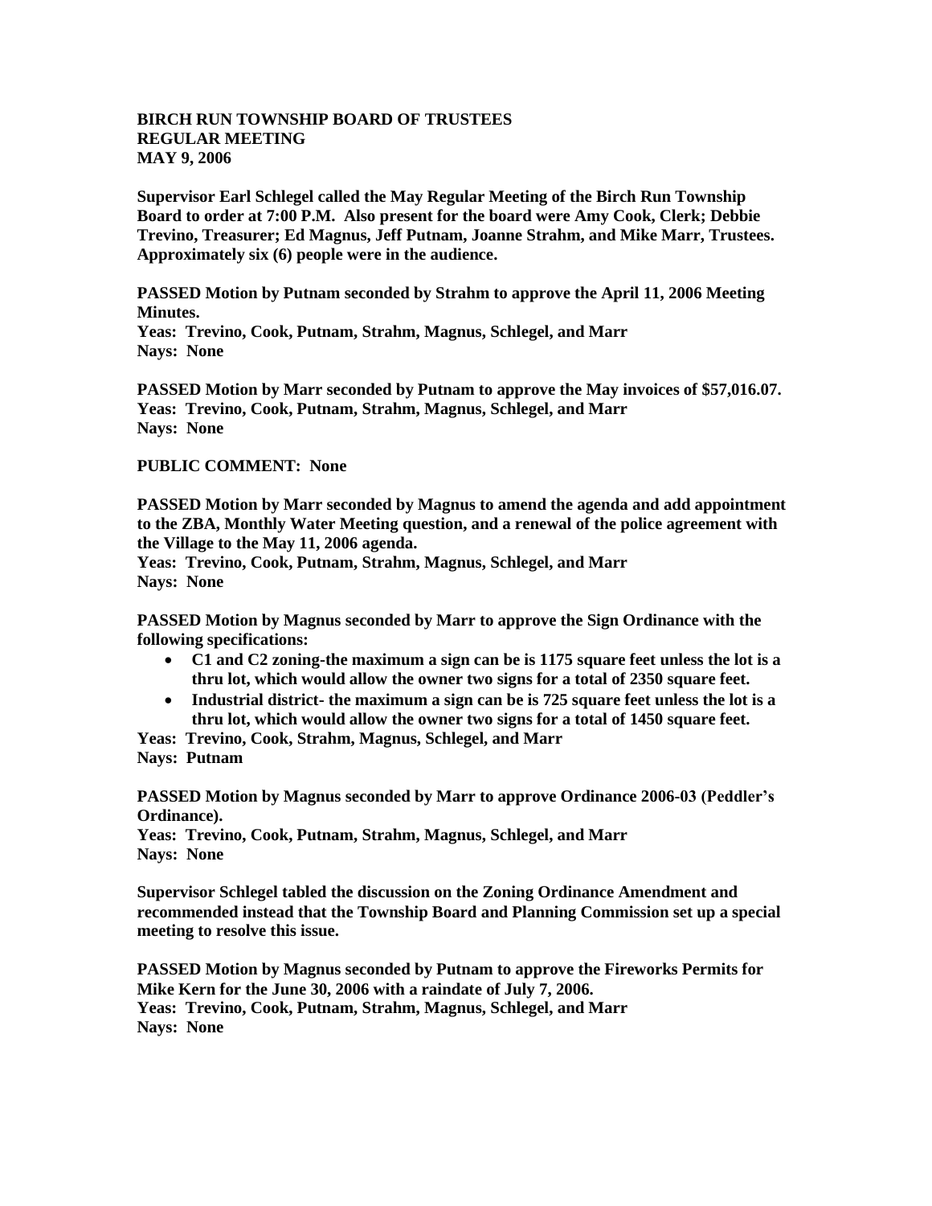**BIRCH RUN TOWNSHIP BOARD OF TRUSTEES**
**REGULAR MEETING**
**MAY 9, 2006**

**Supervisor Earl Schlegel called the May Regular Meeting of the Birch Run Township Board to order at 7:00 P.M. Also present for the board were Amy Cook, Clerk; Debbie Trevino, Treasurer; Ed Magnus, Jeff Putnam, Joanne Strahm, and Mike Marr, Trustees. Approximately six (6) people were in the audience.**

**PASSED Motion by Putnam seconded by Strahm to approve the April 11, 2006 Meeting Minutes.**
**Yeas: Trevino, Cook, Putnam, Strahm, Magnus, Schlegel, and Marr**
**Nays: None**

**PASSED Motion by Marr seconded by Putnam to approve the May invoices of $57,016.07.**
**Yeas: Trevino, Cook, Putnam, Strahm, Magnus, Schlegel, and Marr**
**Nays: None**

**PUBLIC COMMENT: None**

**PASSED Motion by Marr seconded by Magnus to amend the agenda and add appointment to the ZBA, Monthly Water Meeting question, and a renewal of the police agreement with the Village to the May 11, 2006 agenda.**
**Yeas: Trevino, Cook, Putnam, Strahm, Magnus, Schlegel, and Marr**
**Nays: None**

**PASSED Motion by Magnus seconded by Marr to approve the Sign Ordinance with the following specifications:**

- **C1 and C2 zoning-the maximum a sign can be is 1175 square feet unless the lot is a thru lot, which would allow the owner two signs for a total of 2350 square feet.**
- **Industrial district- the maximum a sign can be is 725 square feet unless the lot is a thru lot, which would allow the owner two signs for a total of 1450 square feet.**

**Yeas: Trevino, Cook, Strahm, Magnus, Schlegel, and Marr**
**Nays: Putnam**

**PASSED Motion by Magnus seconded by Marr to approve Ordinance 2006-03 (Peddler's Ordinance).**
**Yeas: Trevino, Cook, Putnam, Strahm, Magnus, Schlegel, and Marr**
**Nays: None**

**Supervisor Schlegel tabled the discussion on the Zoning Ordinance Amendment and recommended instead that the Township Board and Planning Commission set up a special meeting to resolve this issue.**

**PASSED Motion by Magnus seconded by Putnam to approve the Fireworks Permits for Mike Kern for the June 30, 2006 with a raindate of July 7, 2006.**
**Yeas: Trevino, Cook, Putnam, Strahm, Magnus, Schlegel, and Marr**
**Nays: None**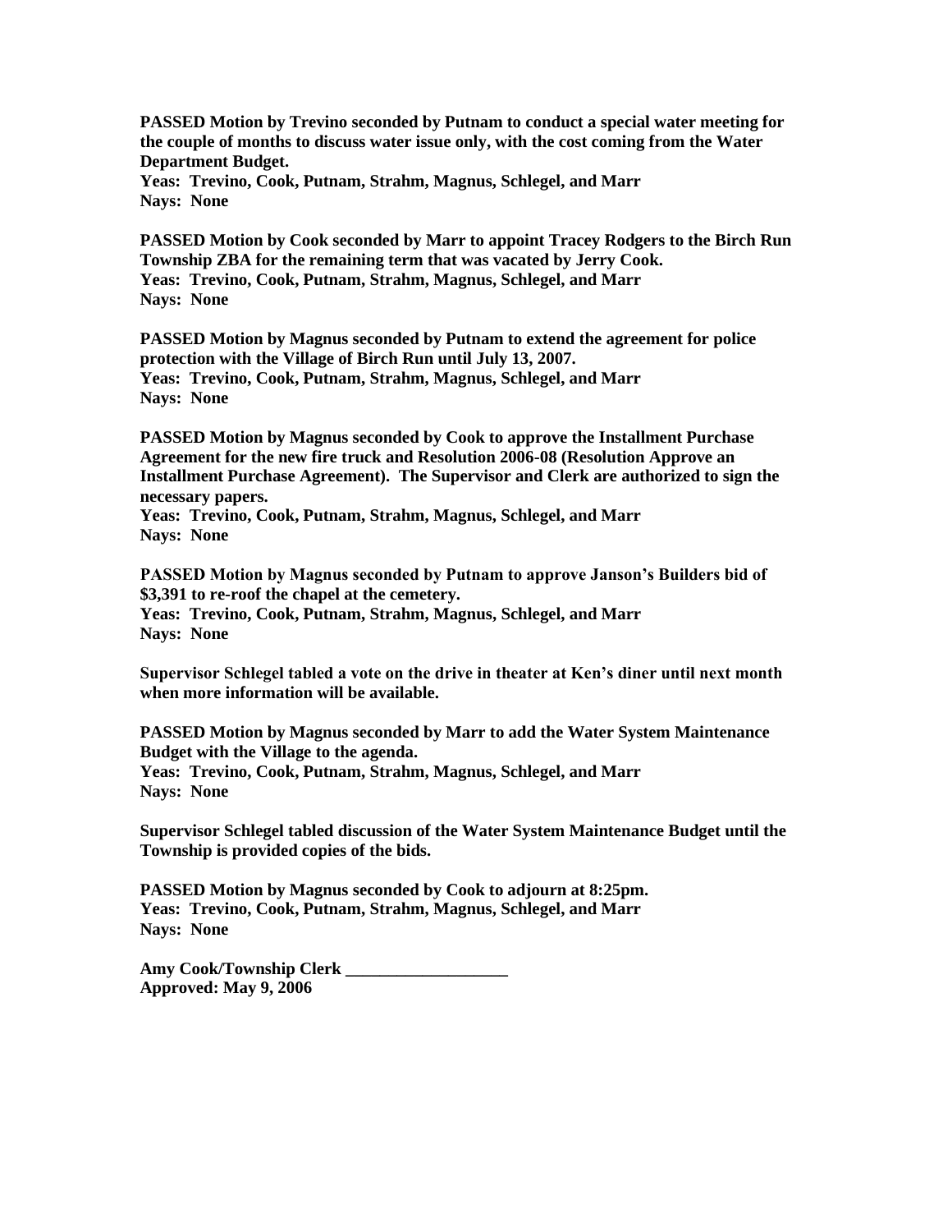**PASSED Motion by Trevino seconded by Putnam to conduct a special water meeting for the couple of months to discuss water issue only, with the cost coming from the Water Department Budget.**
**Yeas: Trevino, Cook, Putnam, Strahm, Magnus, Schlegel, and Marr**
**Nays: None**

**PASSED Motion by Cook seconded by Marr to appoint Tracey Rodgers to the Birch Run Township ZBA for the remaining term that was vacated by Jerry Cook.**
**Yeas: Trevino, Cook, Putnam, Strahm, Magnus, Schlegel, and Marr**
**Nays: None**

**PASSED Motion by Magnus seconded by Putnam to extend the agreement for police protection with the Village of Birch Run until July 13, 2007.**
**Yeas: Trevino, Cook, Putnam, Strahm, Magnus, Schlegel, and Marr**
**Nays: None**

**PASSED Motion by Magnus seconded by Cook to approve the Installment Purchase Agreement for the new fire truck and Resolution 2006-08 (Resolution Approve an Installment Purchase Agreement). The Supervisor and Clerk are authorized to sign the necessary papers.**
**Yeas: Trevino, Cook, Putnam, Strahm, Magnus, Schlegel, and Marr**
**Nays: None**

**PASSED Motion by Magnus seconded by Putnam to approve Janson's Builders bid of $3,391 to re-roof the chapel at the cemetery.**
**Yeas: Trevino, Cook, Putnam, Strahm, Magnus, Schlegel, and Marr**
**Nays: None**

**Supervisor Schlegel tabled a vote on the drive in theater at Ken's diner until next month when more information will be available.**

**PASSED Motion by Magnus seconded by Marr to add the Water System Maintenance Budget with the Village to the agenda.**
**Yeas: Trevino, Cook, Putnam, Strahm, Magnus, Schlegel, and Marr**
**Nays: None**

**Supervisor Schlegel tabled discussion of the Water System Maintenance Budget until the Township is provided copies of the bids.**

**PASSED Motion by Magnus seconded by Cook to adjourn at 8:25pm.**
**Yeas: Trevino, Cook, Putnam, Strahm, Magnus, Schlegel, and Marr**
**Nays: None**

**Amy Cook/Township Clerk ___________________**
**Approved: May 9, 2006**